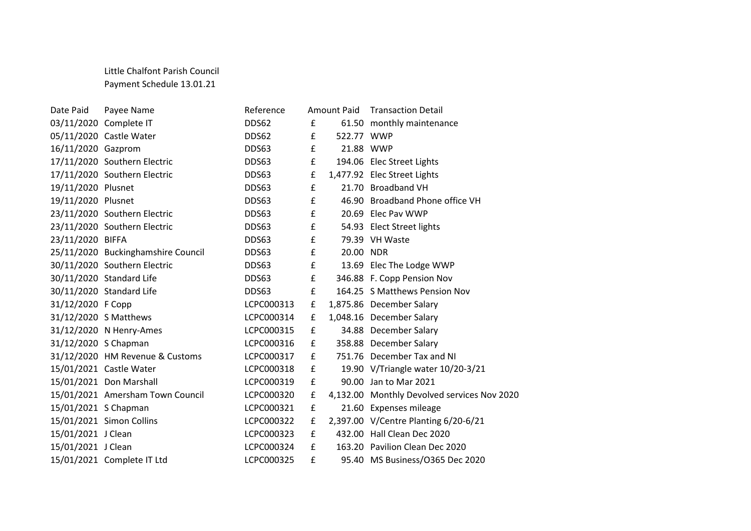Little Chalfont Parish Council
Payment Schedule 13.01.21

| Date Paid | Payee Name | Reference | Amount Paid | | Transaction Detail |
|---|---|---|---|---|---|
| 03/11/2020 | Complete IT | DDS62 | £ | 61.50 | monthly maintenance |
| 05/11/2020 | Castle Water | DDS62 | £ | 522.77 | WWP |
| 16/11/2020 | Gazprom | DDS63 | £ | 21.88 | WWP |
| 17/11/2020 | Southern Electric | DDS63 | £ | 194.06 | Elec Street Lights |
| 17/11/2020 | Southern Electric | DDS63 | £ | 1,477.92 | Elec Street Lights |
| 19/11/2020 | Plusnet | DDS63 | £ | 21.70 | Broadband VH |
| 19/11/2020 | Plusnet | DDS63 | £ | 46.90 | Broadband Phone office VH |
| 23/11/2020 | Southern Electric | DDS63 | £ | 20.69 | Elec Pav WWP |
| 23/11/2020 | Southern Electric | DDS63 | £ | 54.93 | Elect Street lights |
| 23/11/2020 | BIFFA | DDS63 | £ | 79.39 | VH Waste |
| 25/11/2020 | Buckinghamshire Council | DDS63 | £ | 20.00 | NDR |
| 30/11/2020 | Southern Electric | DDS63 | £ | 13.69 | Elec The Lodge WWP |
| 30/11/2020 | Standard Life | DDS63 | £ | 346.88 | F. Copp Pension Nov |
| 30/11/2020 | Standard Life | DDS63 | £ | 164.25 | S Matthews Pension Nov |
| 31/12/2020 | F Copp | LCPC000313 | £ | 1,875.86 | December Salary |
| 31/12/2020 | S Matthews | LCPC000314 | £ | 1,048.16 | December Salary |
| 31/12/2020 | N Henry-Ames | LCPC000315 | £ | 34.88 | December Salary |
| 31/12/2020 | S Chapman | LCPC000316 | £ | 358.88 | December Salary |
| 31/12/2020 | HM Revenue & Customs | LCPC000317 | £ | 751.76 | December Tax and NI |
| 15/01/2021 | Castle Water | LCPC000318 | £ | 19.90 | V/Triangle water 10/20-3/21 |
| 15/01/2021 | Don Marshall | LCPC000319 | £ | 90.00 | Jan to Mar 2021 |
| 15/01/2021 | Amersham Town Council | LCPC000320 | £ | 4,132.00 | Monthly Devolved services Nov 2020 |
| 15/01/2021 | S Chapman | LCPC000321 | £ | 21.60 | Expenses mileage |
| 15/01/2021 | Simon Collins | LCPC000322 | £ | 2,397.00 | V/Centre Planting 6/20-6/21 |
| 15/01/2021 | J Clean | LCPC000323 | £ | 432.00 | Hall Clean Dec 2020 |
| 15/01/2021 | J Clean | LCPC000324 | £ | 163.20 | Pavilion Clean Dec 2020 |
| 15/01/2021 | Complete IT Ltd | LCPC000325 | £ | 95.40 | MS Business/O365 Dec 2020 |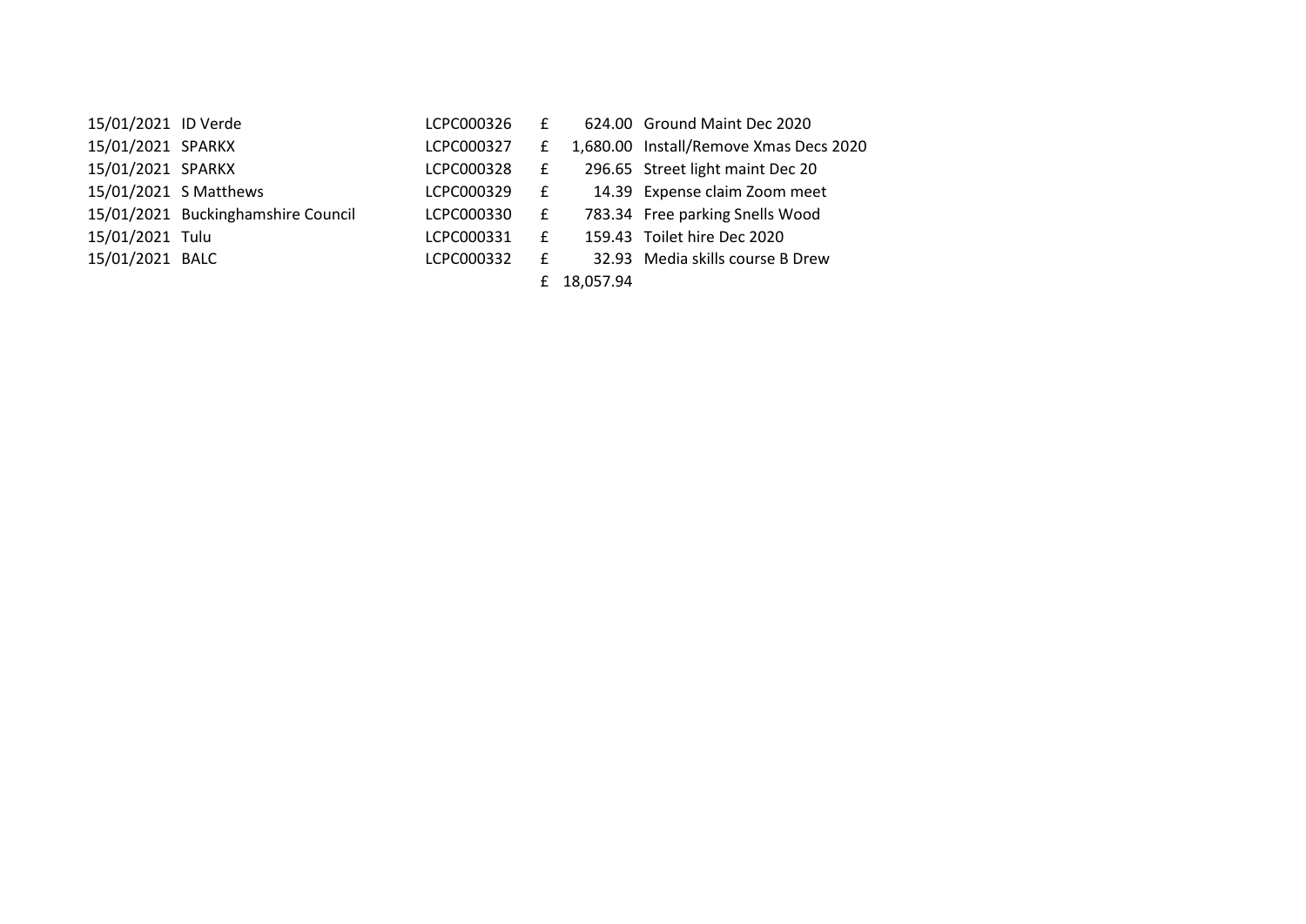| | | | | | |
|---|---|---|---|---|---|
| 15/01/2021 | ID Verde | LCPC000326 | £ | 624.00 | Ground Maint Dec 2020 |
| 15/01/2021 | SPARKX | LCPC000327 | £ | 1,680.00 | Install/Remove Xmas Decs 2020 |
| 15/01/2021 | SPARKX | LCPC000328 | £ | 296.65 | Street light maint Dec 20 |
| 15/01/2021 | S Matthews | LCPC000329 | £ | 14.39 | Expense claim Zoom meet |
| 15/01/2021 | Buckinghamshire Council | LCPC000330 | £ | 783.34 | Free parking Snells Wood |
| 15/01/2021 | Tulu | LCPC000331 | £ | 159.43 | Toilet hire Dec 2020 |
| 15/01/2021 | BALC | LCPC000332 | £ | 32.93 | Media skills course B Drew |
| | | | £ | 18,057.94 | |